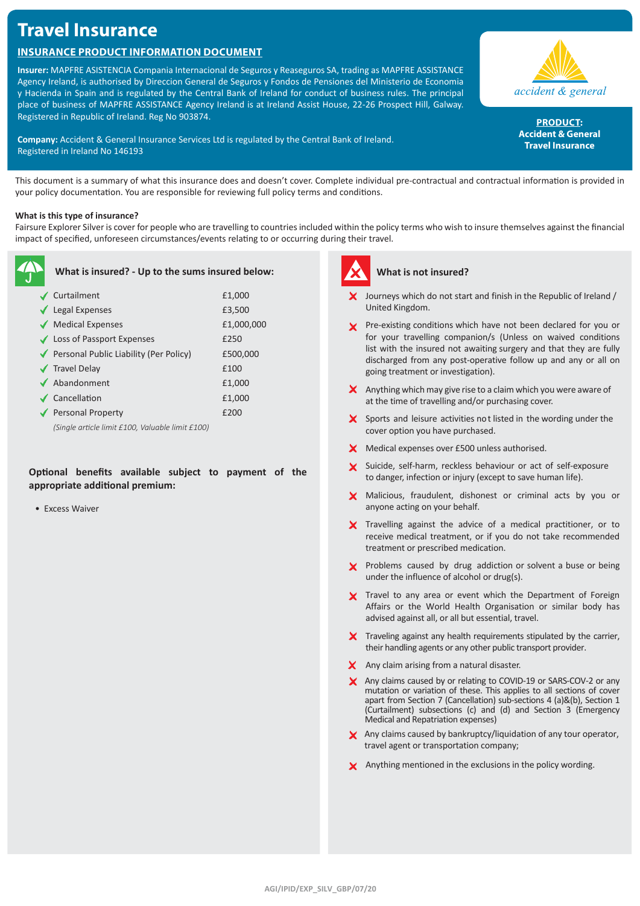# Travel Insurance

## INSURANCE PRODUCT INFORMATION DOCUMENT

**Insurer:** MAPFRE ASISTENCIA Compania Internacional de Seguros y Reaseguros SA, trading as MAPFRE ASSISTANCE Agency Ireland, is authorised by Direccion General de Seguros y Fondos de Pensiones del Ministerio de Economia y Hacienda in Spain and is regulated by the Central Bank of Ireland for conduct of business rules. The principal place of business of MAPFRE ASSISTANCE Agency Ireland is at Ireland Assist House, 22-26 Prospect Hill, Galway. Registered in Republic of Ireland. Reg No 903874.

**Company:** Accident & General Insurance Services Ltd is regulated by the Central Bank of Ireland. Registered in Ireland No 146193

accident & general

**PRODUCT:**
**Accident & General Travel Insurance**

This document is a summary of what this insurance does and doesn't cover. Complete individual pre-contractual and contractual information is provided in your policy documentation. You are responsible for reviewing full policy terms and conditions.

**What is this type of insurance?**

Fairsure Explorer Silver is cover for people who are travelling to countries included within the policy terms who wish to insure themselves against the financial impact of specified, unforeseen circumstances/events relating to or occurring during their travel.

### What is insured? - Up to the sums insured below:

| Benefit | Sum insured |
|---|---|
| ✓ Curtailment | £1,000 |
| ✓ Legal Expenses | £3,500 |
| ✓ Medical Expenses | £1,000,000 |
| ✓ Loss of Passport Expenses | £250 |
| ✓ Personal Public Liability (Per Policy) | £500,000 |
| ✓ Travel Delay | £100 |
| ✓ Abandonment | £1,000 |
| ✓ Cancellation | £1,000 |
| ✓ Personal Property | £200 |

*(Single article limit £100, Valuable limit £100)*

**Optional benefits available subject to payment of the appropriate additional premium:**

- Excess Waiver

### What is not insured?

- ✗ Journeys which do not start and finish in the Republic of Ireland / United Kingdom.
- ✗ Pre-existing conditions which have not been declared for you or for your travelling companion/s (Unless on waived conditions list with the insured not awaiting surgery and that they are fully discharged from any post-operative follow up and any or all on going treatment or investigation).
- ✗ Anything which may give rise to a claim which you were aware of at the time of travelling and/or purchasing cover.
- ✗ Sports and leisure activities not listed in the wording under the cover option you have purchased.
- ✗ Medical expenses over £500 unless authorised.
- ✗ Suicide, self-harm, reckless behaviour or act of self-exposure to danger, infection or injury (except to save human life).
- ✗ Malicious, fraudulent, dishonest or criminal acts by you or anyone acting on your behalf.
- ✗ Travelling against the advice of a medical practitioner, or to receive medical treatment, or if you do not take recommended treatment or prescribed medication.
- ✗ Problems caused by drug addiction or solvent a buse or being under the influence of alcohol or drug(s).
- ✗ Travel to any area or event which the Department of Foreign Affairs or the World Health Organisation or similar body has advised against all, or all but essential, travel.
- ✗ Traveling against any health requirements stipulated by the carrier, their handling agents or any other public transport provider.
- ✗ Any claim arising from a natural disaster.
- ✗ Any claims caused by or relating to COVID-19 or SARS-COV-2 or any mutation or variation of these. This applies to all sections of cover apart from Section 7 (Cancellation) sub-sections 4 (a)&(b), Section 1 (Curtailment) subsections (c) and (d) and Section 3 (Emergency Medical and Repatriation expenses)
- ✗ Any claims caused by bankruptcy/liquidation of any tour operator, travel agent or transportation company;
- ✗ Anything mentioned in the exclusions in the policy wording.

AGI/IPID/EXP_SILV_GBP/07/20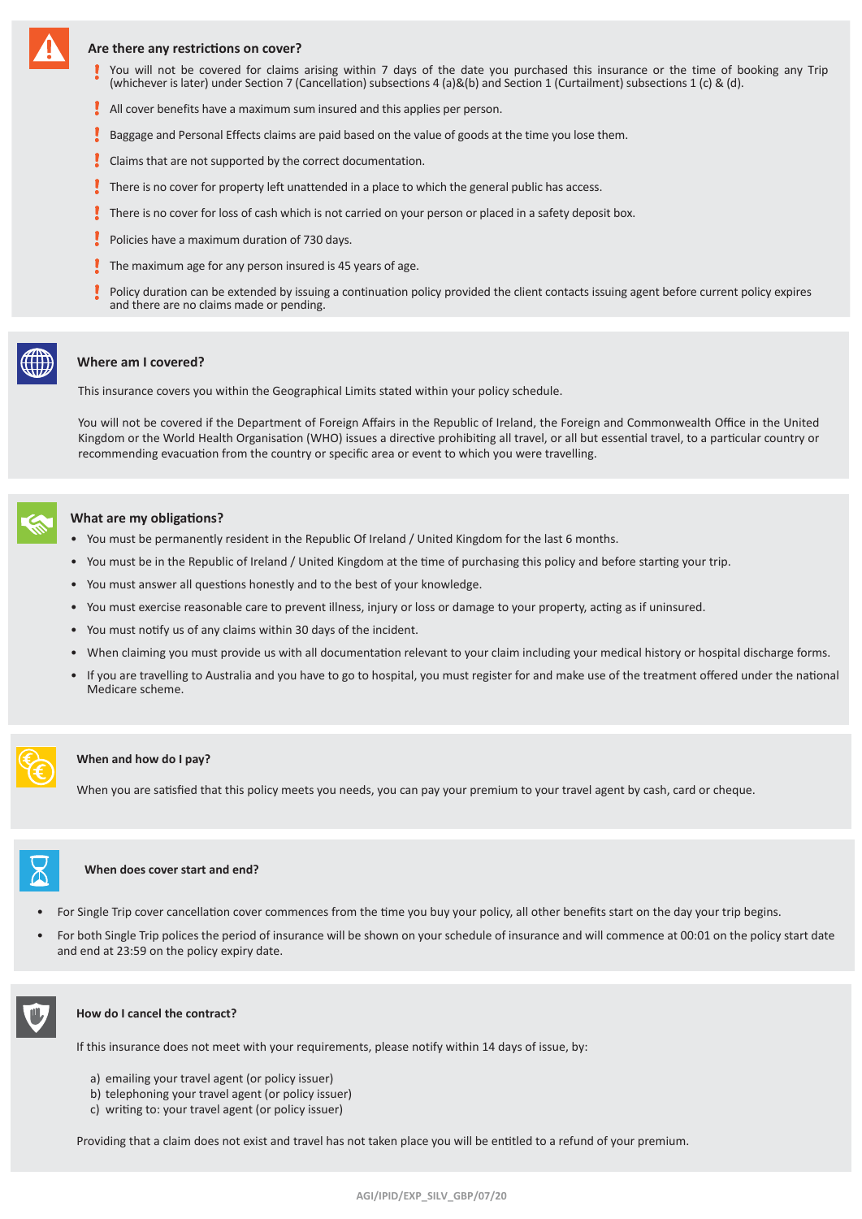## Are there any restrictions on cover?

- You will not be covered for claims arising within 7 days of the date you purchased this insurance or the time of booking any Trip (whichever is later) under Section 7 (Cancellation) subsections 4 (a)&(b) and Section 1 (Curtailment) subsections 1 (c) & (d).
- All cover benefits have a maximum sum insured and this applies per person.
- Baggage and Personal Effects claims are paid based on the value of goods at the time you lose them.
- Claims that are not supported by the correct documentation.
- There is no cover for property left unattended in a place to which the general public has access.
- There is no cover for loss of cash which is not carried on your person or placed in a safety deposit box.
- Policies have a maximum duration of 730 days.
- The maximum age for any person insured is 45 years of age.
- Policy duration can be extended by issuing a continuation policy provided the client contacts issuing agent before current policy expires and there are no claims made or pending.

## Where am I covered?

This insurance covers you within the Geographical Limits stated within your policy schedule.

You will not be covered if the Department of Foreign Affairs in the Republic of Ireland, the Foreign and Commonwealth Office in the United Kingdom or the World Health Organisation (WHO) issues a directive prohibiting all travel, or all but essential travel, to a particular country or recommending evacuation from the country or specific area or event to which you were travelling.

## What are my obligations?

- You must be permanently resident in the Republic Of Ireland / United Kingdom for the last 6 months.
- You must be in the Republic of Ireland / United Kingdom at the time of purchasing this policy and before starting your trip.
- You must answer all questions honestly and to the best of your knowledge.
- You must exercise reasonable care to prevent illness, injury or loss or damage to your property, acting as if uninsured.
- You must notify us of any claims within 30 days of the incident.
- When claiming you must provide us with all documentation relevant to your claim including your medical history or hospital discharge forms.
- If you are travelling to Australia and you have to go to hospital, you must register for and make use of the treatment offered under the national Medicare scheme.

## When and how do I pay?

When you are satisfied that this policy meets you needs, you can pay your premium to your travel agent by cash, card or cheque.

## When does cover start and end?

- For Single Trip cover cancellation cover commences from the time you buy your policy, all other benefits start on the day your trip begins.
- For both Single Trip polices the period of insurance will be shown on your schedule of insurance and will commence at 00:01 on the policy start date and end at 23:59 on the policy expiry date.

## How do I cancel the contract?

If this insurance does not meet with your requirements, please notify within 14 days of issue, by:

a) emailing your travel agent (or policy issuer)
b) telephoning your travel agent (or policy issuer)
c) writing to: your travel agent (or policy issuer)

Providing that a claim does not exist and travel has not taken place you will be entitled to a refund of your premium.

AGI/IPID/EXP_SILV_GBP/07/20